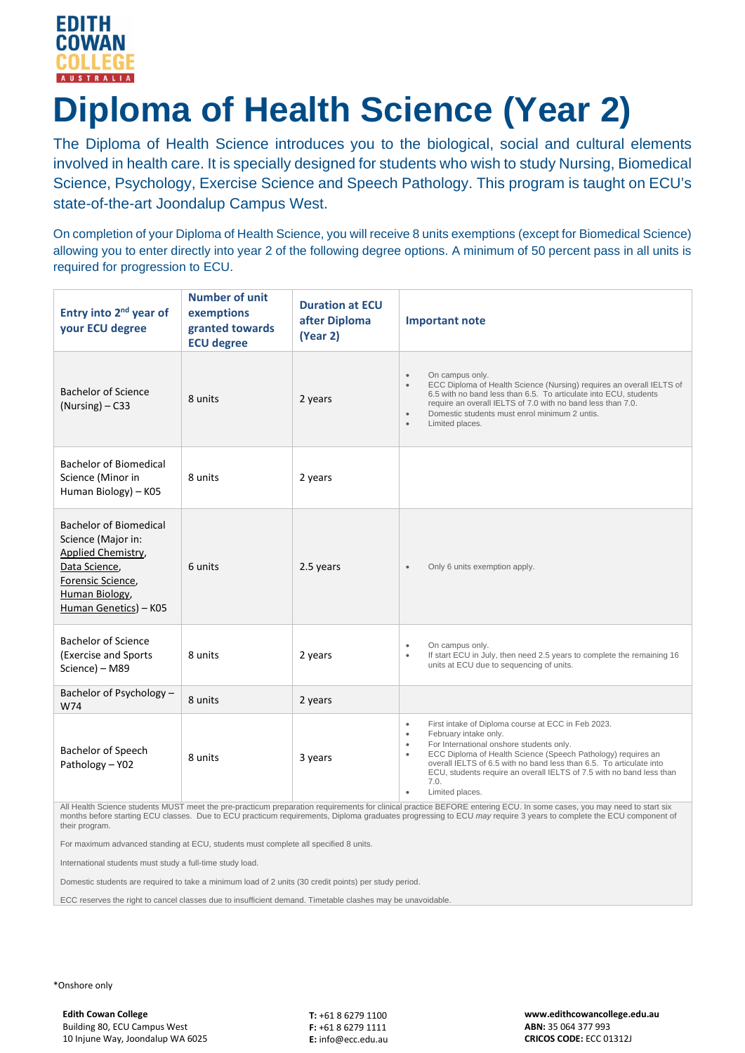EDITH COWAN COLLEGE AUSTRALIA

# Diploma of Health Science (Year 2)

The Diploma of Health Science introduces you to the biological, social and cultural elements involved in health care. It is specially designed for students who wish to study Nursing, Biomedical Science, Psychology, Exercise Science and Speech Pathology. This program is taught on ECU's state-of-the-art Joondalup Campus West.

On completion of your Diploma of Health Science, you will receive 8 units exemptions (except for Biomedical Science) allowing you to enter directly into year 2 of the following degree options. A minimum of 50 percent pass in all units is required for progression to ECU.

| Entry into 2nd year of your ECU degree | Number of unit exemptions granted towards ECU degree | Duration at ECU after Diploma (Year 2) | Important note |
|---|---|---|---|
| Bachelor of Science (Nursing) – C33 | 8 units | 2 years | • On campus only.<br>• ECC Diploma of Health Science (Nursing) requires an overall IELTS of 6.5 with no band less than 6.5. To articulate into ECU, students require an overall IELTS of 7.0 with no band less than 7.0.<br>• Domestic students must enrol minimum 2 untis.<br>• Limited places. |
| Bachelor of Biomedical Science (Minor in Human Biology) – K05 | 8 units | 2 years | |
| Bachelor of Biomedical Science (Major in: Applied Chemistry, Data Science, Forensic Science, Human Biology, Human Genetics) – K05 | 6 units | 2.5 years | • Only 6 units exemption apply. |
| Bachelor of Science (Exercise and Sports Science) – M89 | 8 units | 2 years | • On campus only.<br>• If start ECU in July, then need 2.5 years to complete the remaining 16 units at ECU due to sequencing of units. |
| Bachelor of Psychology – W74 | 8 units | 2 years | |
| Bachelor of Speech Pathology – Y02 | 8 units | 3 years | • First intake of Diploma course at ECC in Feb 2023.<br>• February intake only.<br>• For International onshore students only.<br>• ECC Diploma of Health Science (Speech Pathology) requires an overall IELTS of 6.5 with no band less than 6.5. To articulate into ECU, students require an overall IELTS of 7.5 with no band less than 7.0.<br>• Limited places. |

All Health Science students MUST meet the pre-practicum preparation requirements for clinical practice BEFORE entering ECU. In some cases, you may need to start six months before starting ECU classes. Due to ECU practicum requirements, Diploma graduates progressing to ECU *may* require 3 years to complete the ECU component of their program.

For maximum advanced standing at ECU, students must complete all specified 8 units.

International students must study a full-time study load.

Domestic students are required to take a minimum load of 2 units (30 credit points) per study period.

ECC reserves the right to cancel classes due to insufficient demand. Timetable clashes may be unavoidable.

*Onshore only

**Edith Cowan College**
Building 80, ECU Campus West
10 Injune Way, Joondalup WA 6025

**T:** +61 8 6279 1100
**F:** +61 8 6279 1111
**E:** info@ecc.edu.au

**www.edithcowancollege.edu.au**
**ABN:** 35 064 377 993
**CRICOS CODE:** ECC 01312J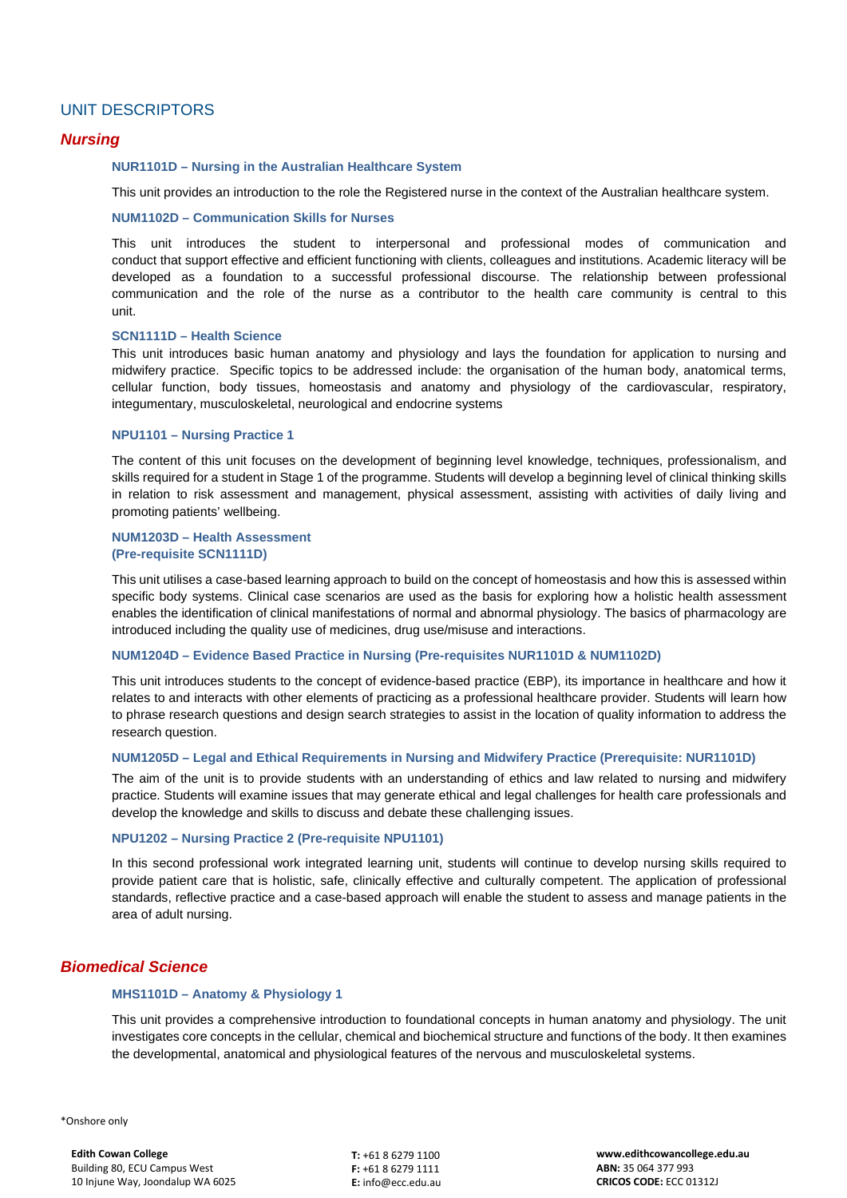## UNIT DESCRIPTORS

### *Nursing*

**NUR1101D – Nursing in the Australian Healthcare System**

This unit provides an introduction to the role the Registered nurse in the context of the Australian healthcare system.

**NUM1102D – Communication Skills for Nurses**

This unit introduces the student to interpersonal and professional modes of communication and conduct that support effective and efficient functioning with clients, colleagues and institutions. Academic literacy will be developed as a foundation to a successful professional discourse. The relationship between professional communication and the role of the nurse as a contributor to the health care community is central to this unit.

**SCN1111D – Health Science**

This unit introduces basic human anatomy and physiology and lays the foundation for application to nursing and midwifery practice. Specific topics to be addressed include: the organisation of the human body, anatomical terms, cellular function, body tissues, homeostasis and anatomy and physiology of the cardiovascular, respiratory, integumentary, musculoskeletal, neurological and endocrine systems

**NPU1101 – Nursing Practice 1**

The content of this unit focuses on the development of beginning level knowledge, techniques, professionalism, and skills required for a student in Stage 1 of the programme. Students will develop a beginning level of clinical thinking skills in relation to risk assessment and management, physical assessment, assisting with activities of daily living and promoting patients' wellbeing.

**NUM1203D – Health Assessment**
**(Pre-requisite SCN1111D)**

This unit utilises a case-based learning approach to build on the concept of homeostasis and how this is assessed within specific body systems. Clinical case scenarios are used as the basis for exploring how a holistic health assessment enables the identification of clinical manifestations of normal and abnormal physiology. The basics of pharmacology are introduced including the quality use of medicines, drug use/misuse and interactions.

**NUM1204D – Evidence Based Practice in Nursing (Pre-requisites NUR1101D & NUM1102D)**

This unit introduces students to the concept of evidence-based practice (EBP), its importance in healthcare and how it relates to and interacts with other elements of practicing as a professional healthcare provider. Students will learn how to phrase research questions and design search strategies to assist in the location of quality information to address the research question.

**NUM1205D – Legal and Ethical Requirements in Nursing and Midwifery Practice (Prerequisite: NUR1101D)**

The aim of the unit is to provide students with an understanding of ethics and law related to nursing and midwifery practice. Students will examine issues that may generate ethical and legal challenges for health care professionals and develop the knowledge and skills to discuss and debate these challenging issues.

**NPU1202 – Nursing Practice 2 (Pre-requisite NPU1101)**

In this second professional work integrated learning unit, students will continue to develop nursing skills required to provide patient care that is holistic, safe, clinically effective and culturally competent. The application of professional standards, reflective practice and a case-based approach will enable the student to assess and manage patients in the area of adult nursing.

### *Biomedical Science*

**MHS1101D – Anatomy & Physiology 1**

This unit provides a comprehensive introduction to foundational concepts in human anatomy and physiology. The unit investigates core concepts in the cellular, chemical and biochemical structure and functions of the body. It then examines the developmental, anatomical and physiological features of the nervous and musculoskeletal systems.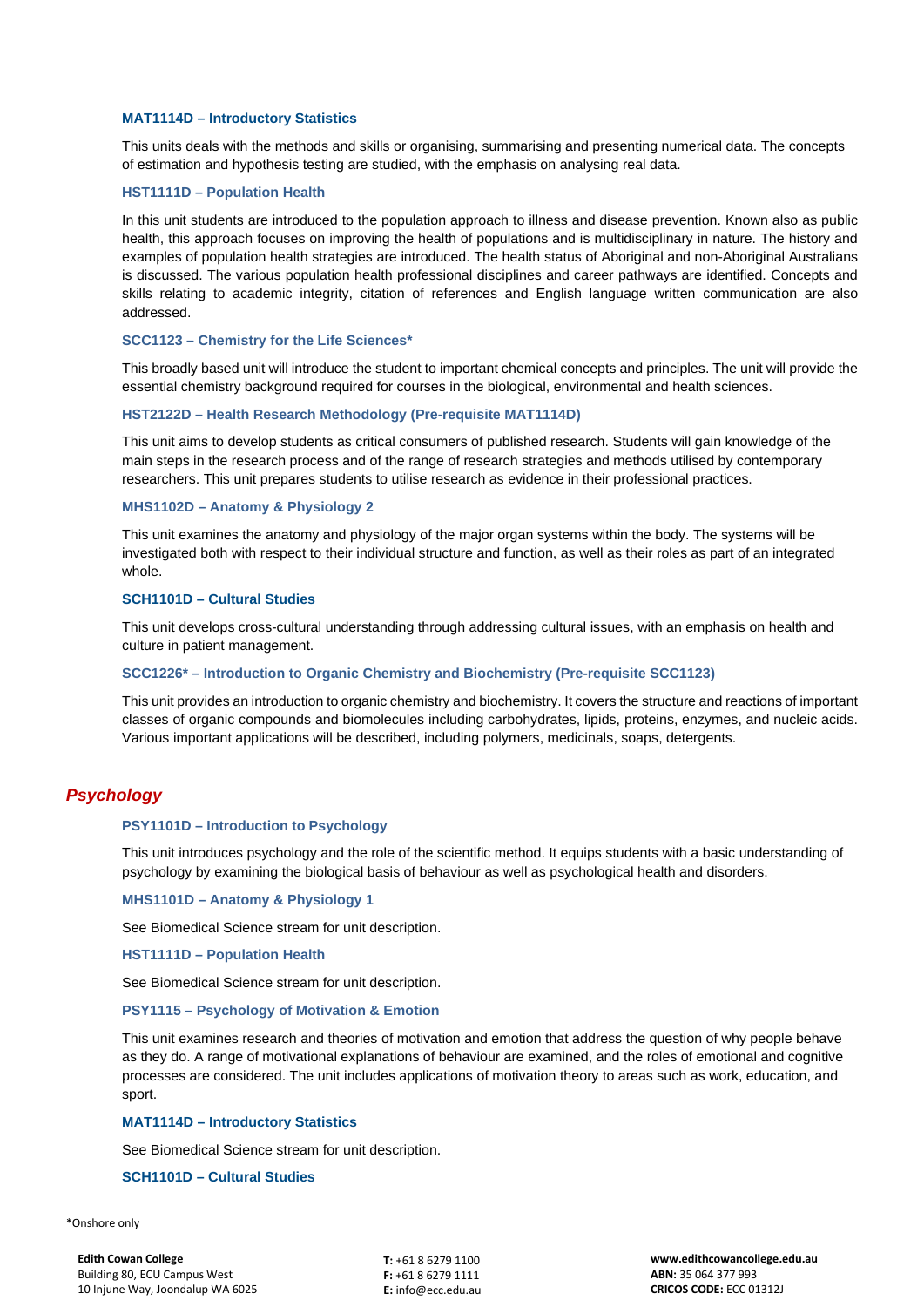### MAT1114D – Introductory Statistics

This units deals with the methods and skills or organising, summarising and presenting numerical data. The concepts of estimation and hypothesis testing are studied, with the emphasis on analysing real data.

### HST1111D – Population Health

In this unit students are introduced to the population approach to illness and disease prevention. Known also as public health, this approach focuses on improving the health of populations and is multidisciplinary in nature. The history and examples of population health strategies are introduced. The health status of Aboriginal and non-Aboriginal Australians is discussed. The various population health professional disciplines and career pathways are identified. Concepts and skills relating to academic integrity, citation of references and English language written communication are also addressed.

### SCC1123 – Chemistry for the Life Sciences*

This broadly based unit will introduce the student to important chemical concepts and principles. The unit will provide the essential chemistry background required for courses in the biological, environmental and health sciences.

### HST2122D – Health Research Methodology (Pre-requisite MAT1114D)

This unit aims to develop students as critical consumers of published research. Students will gain knowledge of the main steps in the research process and of the range of research strategies and methods utilised by contemporary researchers. This unit prepares students to utilise research as evidence in their professional practices.

### MHS1102D – Anatomy & Physiology 2

This unit examines the anatomy and physiology of the major organ systems within the body. The systems will be investigated both with respect to their individual structure and function, as well as their roles as part of an integrated whole.

### SCH1101D – Cultural Studies

This unit develops cross-cultural understanding through addressing cultural issues, with an emphasis on health and culture in patient management.

### SCC1226* – Introduction to Organic Chemistry and Biochemistry (Pre-requisite SCC1123)

This unit provides an introduction to organic chemistry and biochemistry. It covers the structure and reactions of important classes of organic compounds and biomolecules including carbohydrates, lipids, proteins, enzymes, and nucleic acids. Various important applications will be described, including polymers, medicinals, soaps, detergents.

## *Psychology*

### PSY1101D – Introduction to Psychology

This unit introduces psychology and the role of the scientific method. It equips students with a basic understanding of psychology by examining the biological basis of behaviour as well as psychological health and disorders.

### MHS1101D – Anatomy & Physiology 1

See Biomedical Science stream for unit description.

### HST1111D – Population Health

See Biomedical Science stream for unit description.

### PSY1115 – Psychology of Motivation & Emotion

This unit examines research and theories of motivation and emotion that address the question of why people behave as they do. A range of motivational explanations of behaviour are examined, and the roles of emotional and cognitive processes are considered. The unit includes applications of motivation theory to areas such as work, education, and sport.

### MAT1114D – Introductory Statistics

See Biomedical Science stream for unit description.

### SCH1101D – Cultural Studies

*Onshore only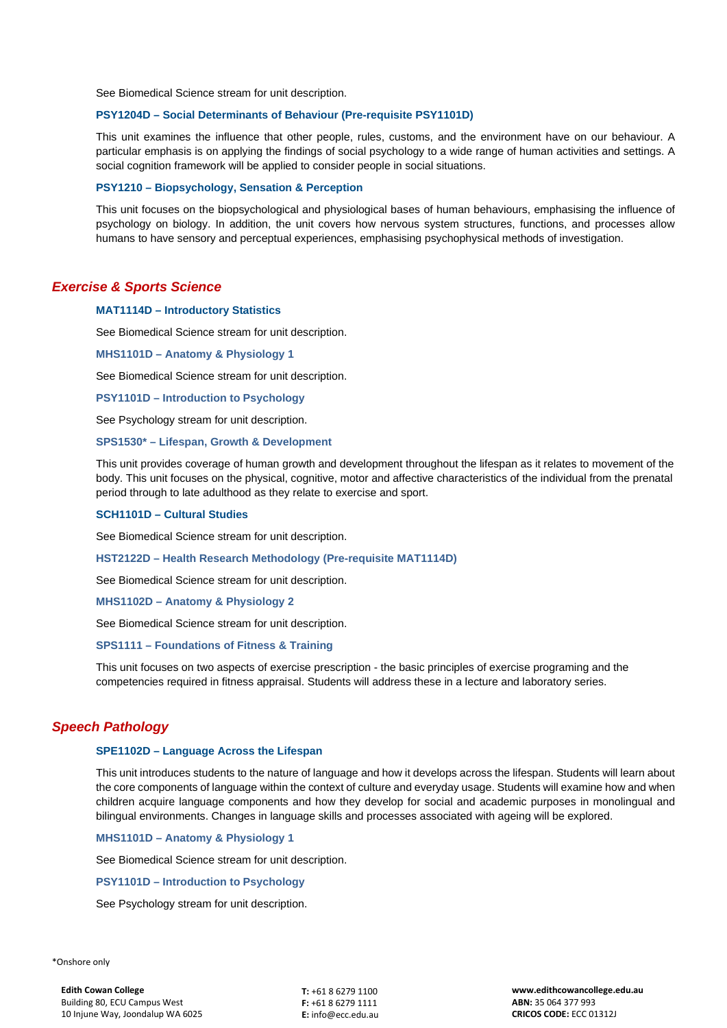See Biomedical Science stream for unit description.

### PSY1204D – Social Determinants of Behaviour (Pre-requisite PSY1101D)

This unit examines the influence that other people, rules, customs, and the environment have on our behaviour. A particular emphasis is on applying the findings of social psychology to a wide range of human activities and settings. A social cognition framework will be applied to consider people in social situations.

### PSY1210 – Biopsychology, Sensation & Perception

This unit focuses on the biopsychological and physiological bases of human behaviours, emphasising the influence of psychology on biology. In addition, the unit covers how nervous system structures, functions, and processes allow humans to have sensory and perceptual experiences, emphasising psychophysical methods of investigation.

## *Exercise & Sports Science*

### MAT1114D – Introductory Statistics

See Biomedical Science stream for unit description.

### MHS1101D – Anatomy & Physiology 1

See Biomedical Science stream for unit description.

### PSY1101D – Introduction to Psychology

See Psychology stream for unit description.

### SPS1530* – Lifespan, Growth & Development

This unit provides coverage of human growth and development throughout the lifespan as it relates to movement of the body. This unit focuses on the physical, cognitive, motor and affective characteristics of the individual from the prenatal period through to late adulthood as they relate to exercise and sport.

### SCH1101D – Cultural Studies

See Biomedical Science stream for unit description.

### HST2122D – Health Research Methodology (Pre-requisite MAT1114D)

See Biomedical Science stream for unit description.

### MHS1102D – Anatomy & Physiology 2

See Biomedical Science stream for unit description.

### SPS1111 – Foundations of Fitness & Training

This unit focuses on two aspects of exercise prescription - the basic principles of exercise programing and the competencies required in fitness appraisal. Students will address these in a lecture and laboratory series.

## *Speech Pathology*

### SPE1102D – Language Across the Lifespan

This unit introduces students to the nature of language and how it develops across the lifespan. Students will learn about the core components of language within the context of culture and everyday usage. Students will examine how and when children acquire language components and how they develop for social and academic purposes in monolingual and bilingual environments. Changes in language skills and processes associated with ageing will be explored.

### MHS1101D – Anatomy & Physiology 1

See Biomedical Science stream for unit description.

### PSY1101D – Introduction to Psychology

See Psychology stream for unit description.

*Onshore only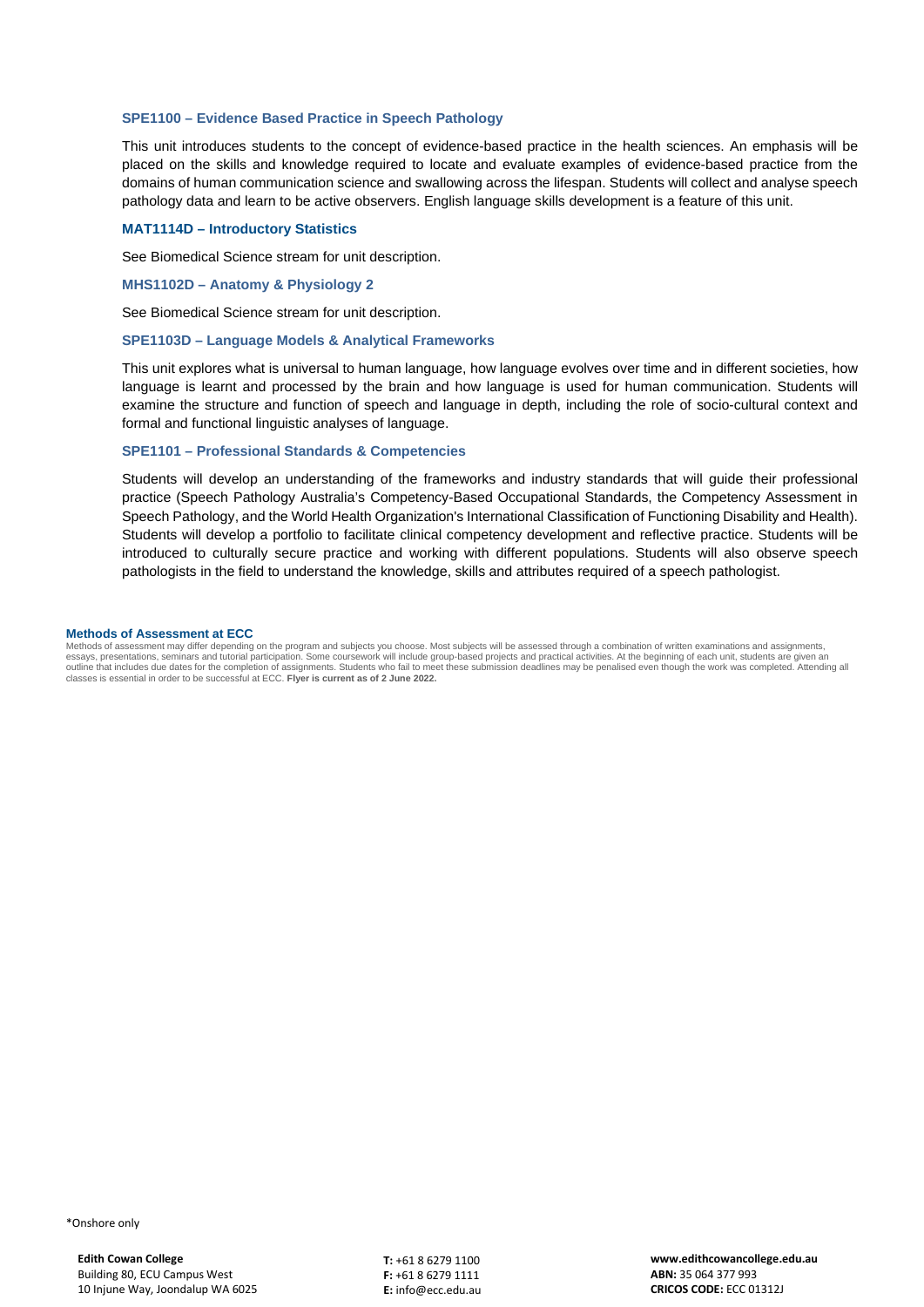### SPE1100 – Evidence Based Practice in Speech Pathology

This unit introduces students to the concept of evidence-based practice in the health sciences. An emphasis will be placed on the skills and knowledge required to locate and evaluate examples of evidence-based practice from the domains of human communication science and swallowing across the lifespan. Students will collect and analyse speech pathology data and learn to be active observers. English language skills development is a feature of this unit.

### MAT1114D – Introductory Statistics

See Biomedical Science stream for unit description.

### MHS1102D – Anatomy & Physiology 2

See Biomedical Science stream for unit description.

### SPE1103D – Language Models & Analytical Frameworks

This unit explores what is universal to human language, how language evolves over time and in different societies, how language is learnt and processed by the brain and how language is used for human communication. Students will examine the structure and function of speech and language in depth, including the role of socio-cultural context and formal and functional linguistic analyses of language.

### SPE1101 – Professional Standards & Competencies

Students will develop an understanding of the frameworks and industry standards that will guide their professional practice (Speech Pathology Australia's Competency-Based Occupational Standards, the Competency Assessment in Speech Pathology, and the World Health Organization's International Classification of Functioning Disability and Health). Students will develop a portfolio to facilitate clinical competency development and reflective practice. Students will be introduced to culturally secure practice and working with different populations. Students will also observe speech pathologists in the field to understand the knowledge, skills and attributes required of a speech pathologist.

**Methods of Assessment at ECC**

Methods of assessment may differ depending on the program and subjects you choose. Most subjects will be assessed through a combination of written examinations and assignments, essays, presentations, seminars and tutorial participation. Some coursework will include group-based projects and practical activities. At the beginning of each unit, students are given an outline that includes due dates for the completion of assignments. Students who fail to meet these submission deadlines may be penalised even though the work was completed. Attending all classes is essential in order to be successful at ECC. **Flyer is current as of 2 June 2022.**

*Onshore only

**Edith Cowan College**
Building 80, ECU Campus West
10 Injune Way, Joondalup WA 6025

**T:** +61 8 6279 1100
**F:** +61 8 6279 1111
**E:** info@ecc.edu.au

**www.edithcowancollege.edu.au**
**ABN:** 35 064 377 993
**CRICOS CODE:** ECC 01312J